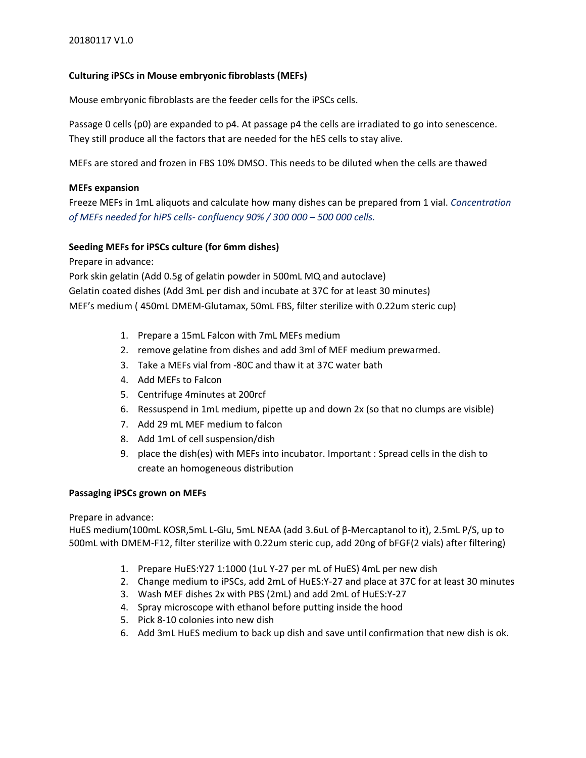20180117 V1.0

**Culturing iPSCs in Mouse embryonic fibroblasts (MEFs)**

Mouse embryonic fibroblasts are the feeder cells for the iPSCs cells.

Passage 0 cells (p0) are expanded to p4. At passage p4 the cells are irradiated to go into senescence. They still produce all the factors that are needed for the hES cells to stay alive.

MEFs are stored and frozen in FBS 10% DMSO. This needs to be diluted when the cells are thawed

**MEFs expansion**

Freeze MEFs in 1mL aliquots and calculate how many dishes can be prepared from 1 vial. *Concentration of MEFs needed for hiPS cells- confluency 90% / 300 000 – 500 000 cells.*

**Seeding MEFs for iPSCs culture (for 6mm dishes)**

Prepare in advance:

Pork skin gelatin (Add 0.5g of gelatin powder in 500mL MQ and autoclave)

Gelatin coated dishes (Add 3mL per dish and incubate at 37C for at least 30 minutes)

MEF's medium ( 450mL DMEM-Glutamax, 50mL FBS, filter sterilize with 0.22um steric cup)

1. Prepare a 15mL Falcon with 7mL MEFs medium
2. remove gelatine from dishes and add 3ml of MEF medium prewarmed.
3. Take a MEFs vial from -80C and thaw it at 37C water bath
4. Add MEFs to Falcon
5. Centrifuge 4minutes at 200rcf
6. Ressuspend in 1mL medium, pipette up and down 2x (so that no clumps are visible)
7. Add 29 mL MEF medium to falcon
8. Add 1mL of cell suspension/dish
9. place the dish(es) with MEFs into incubator. Important : Spread cells in the dish to create an homogeneous distribution

**Passaging iPSCs grown on MEFs**

Prepare in advance:

HuES medium(100mL KOSR,5mL L-Glu, 5mL NEAA (add 3.6uL of β-Mercaptanol to it), 2.5mL P/S, up to 500mL with DMEM-F12, filter sterilize with 0.22um steric cup, add 20ng of bFGF(2 vials) after filtering)

1. Prepare HuES:Y27 1:1000 (1uL Y-27 per mL of HuES) 4mL per new dish
2. Change medium to iPSCs, add 2mL of HuES:Y-27 and place at 37C for at least 30 minutes
3. Wash MEF dishes 2x with PBS (2mL) and add 2mL of HuES:Y-27
4. Spray microscope with ethanol before putting inside the hood
5. Pick 8-10 colonies into new dish
6. Add 3mL HuES medium to back up dish and save until confirmation that new dish is ok.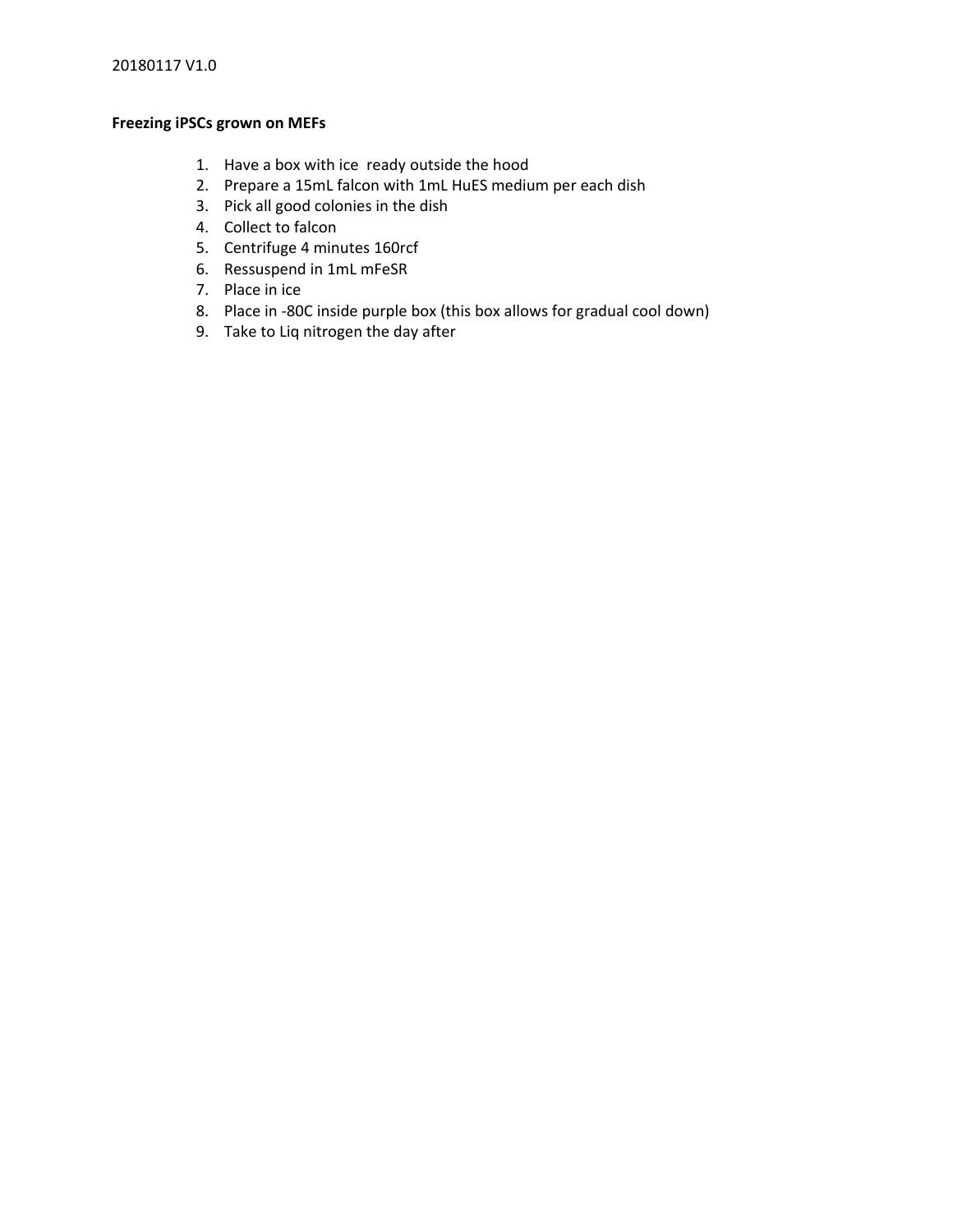**Freezing iPSCs grown on MEFs**

1. Have a box with ice  ready outside the hood
2. Prepare a 15mL falcon with 1mL HuES medium per each dish
3. Pick all good colonies in the dish
4. Collect to falcon
5. Centrifuge 4 minutes 160rcf
6. Ressuspend in 1mL mFeSR
7. Place in ice
8. Place in -80C inside purple box (this box allows for gradual cool down)
9. Take to Liq nitrogen the day after